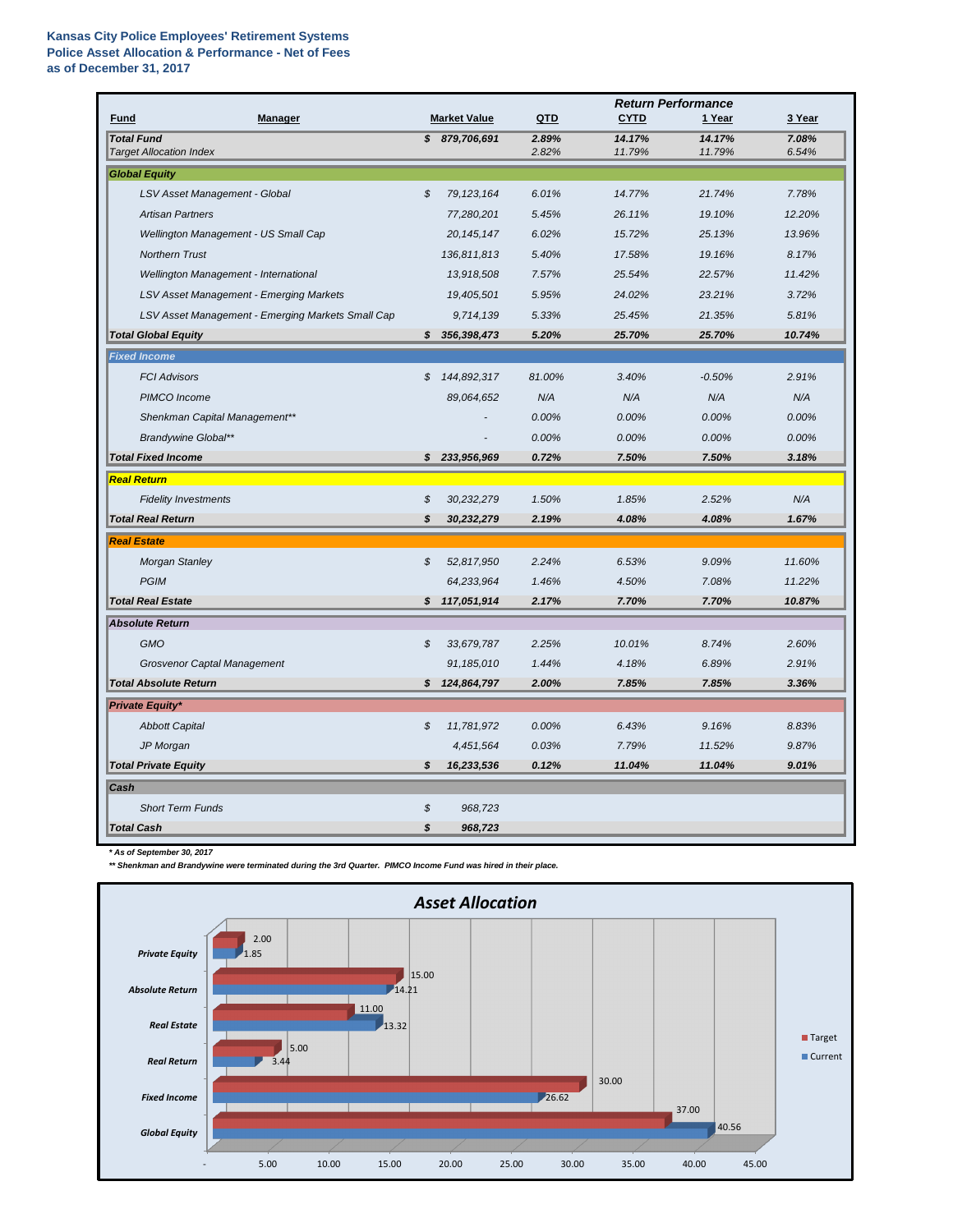**Kansas City Police Employees' Retirement Systems**
**Police Asset Allocation & Performance - Net of Fees**
**as of December 31, 2017**

| Fund | Manager | Market Value | QTD | CYTD | 1 Year | 3 Year |
|---|---|---|---|---|---|---|
| | | | | *Return Performance* | | |
| **Total Fund** | | **$ 879,706,691** | **2.89%** | **14.17%** | **14.17%** | **7.08%** |
| *Target Allocation Index* | | | 2.82% | 11.79% | 11.79% | 6.54% |
| **Global Equity** | | | | | | |
| | LSV Asset Management - Global | $ 79,123,164 | 6.01% | 14.77% | 21.74% | 7.78% |
| | Artisan Partners | 77,280,201 | 5.45% | 26.11% | 19.10% | 12.20% |
| | Wellington Management - US Small Cap | 20,145,147 | 6.02% | 15.72% | 25.13% | 13.96% |
| | Northern Trust | 136,811,813 | 5.40% | 17.58% | 19.16% | 8.17% |
| | Wellington Management - International | 13,918,508 | 7.57% | 25.54% | 22.57% | 11.42% |
| | LSV Asset Management - Emerging Markets | 19,405,501 | 5.95% | 24.02% | 23.21% | 3.72% |
| | LSV Asset Management - Emerging Markets Small Cap | 9,714,139 | 5.33% | 25.45% | 21.35% | 5.81% |
| **Total Global Equity** | | **$ 356,398,473** | **5.20%** | **25.70%** | **25.70%** | **10.74%** |
| **Fixed Income** | | | | | | |
| | FCI Advisors | $ 144,892,317 | 81.00% | 3.40% | -0.50% | 2.91% |
| | PIMCO Income | 89,064,652 | N/A | N/A | N/A | N/A |
| | Shenkman Capital Management** | - | 0.00% | 0.00% | 0.00% | 0.00% |
| | Brandywine Global** | - | 0.00% | 0.00% | 0.00% | 0.00% |
| **Total Fixed Income** | | **$ 233,956,969** | **0.72%** | **7.50%** | **7.50%** | **3.18%** |
| **Real Return** | | | | | | |
| | Fidelity Investments | $ 30,232,279 | 1.50% | 1.85% | 2.52% | N/A |
| **Total Real Return** | | **$ 30,232,279** | **2.19%** | **4.08%** | **4.08%** | **1.67%** |
| **Real Estate** | | | | | | |
| | Morgan Stanley | $ 52,817,950 | 2.24% | 6.53% | 9.09% | 11.60% |
| | PGIM | 64,233,964 | 1.46% | 4.50% | 7.08% | 11.22% |
| **Total Real Estate** | | **$ 117,051,914** | **2.17%** | **7.70%** | **7.70%** | **10.87%** |
| **Absolute Return** | | | | | | |
| | GMO | $ 33,679,787 | 2.25% | 10.01% | 8.74% | 2.60% |
| | Grosvenor Captal Management | 91,185,010 | 1.44% | 4.18% | 6.89% | 2.91% |
| **Total Absolute Return** | | **$ 124,864,797** | **2.00%** | **7.85%** | **7.85%** | **3.36%** |
| **Private Equity*** | | | | | | |
| | Abbott Capital | $ 11,781,972 | 0.00% | 6.43% | 9.16% | 8.83% |
| | JP Morgan | 4,451,564 | 0.03% | 7.79% | 11.52% | 9.87% |
| **Total Private Equity** | | **$ 16,233,536** | **0.12%** | **11.04%** | **11.04%** | **9.01%** |
| **Cash** | | | | | | |
| | Short Term Funds | $ 968,723 | | | | |
| **Total Cash** | | **$ 968,723** | | | | |

*\* As of September 30, 2017*

*\*\* Shenkman and Brandywine were terminated during the 3rd Quarter. PIMCO Income Fund was hired in their place.*

## Asset Allocation

| | Target | Current |
|---|---|---|
| Private Equity | 2.00 | 1.85 |
| Absolute Return | 15.00 | 14.21 |
| Real Estate | 11.00 | 13.32 |
| Real Return | 5.00 | 3.44 |
| Fixed Income | 30.00 | 26.62 |
| Global Equity | 37.00 | 40.56 |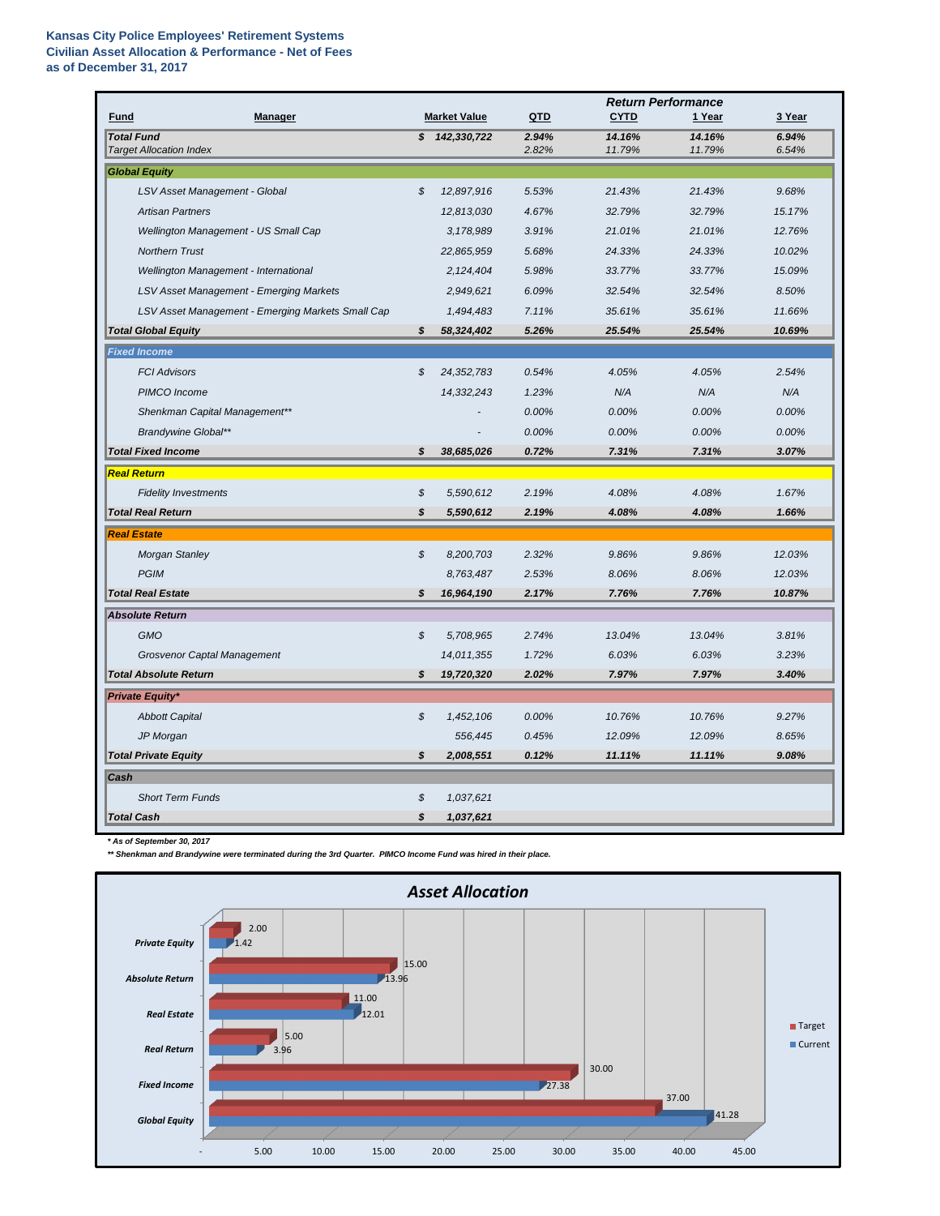**Kansas City Police Employees' Retirement Systems**
**Civilian Asset Allocation & Performance - Net of Fees**
**as of December 31, 2017**

| Fund | Manager | | Market Value | QTD | CYTD | 1 Year | 3 Year |
|---|---|---|---|---|---|---|---|
| | | | | | *Return Performance* | | |
| **Total Fund** | | $ | 142,330,722 | 2.94% | 14.16% | 14.16% | 6.94% |
| *Target Allocation Index* | | | | 2.82% | 11.79% | 11.79% | 6.54% |
| **Global Equity** | | | | | | | |
| | LSV Asset Management - Global | $ | 12,897,916 | 5.53% | 21.43% | 21.43% | 9.68% |
| | Artisan Partners | | 12,813,030 | 4.67% | 32.79% | 32.79% | 15.17% |
| | Wellington Management - US Small Cap | | 3,178,989 | 3.91% | 21.01% | 21.01% | 12.76% |
| | Northern Trust | | 22,865,959 | 5.68% | 24.33% | 24.33% | 10.02% |
| | Wellington Management - International | | 2,124,404 | 5.98% | 33.77% | 33.77% | 15.09% |
| | LSV Asset Management - Emerging Markets | | 2,949,621 | 6.09% | 32.54% | 32.54% | 8.50% |
| | LSV Asset Management - Emerging Markets Small Cap | | 1,494,483 | 7.11% | 35.61% | 35.61% | 11.66% |
| **Total Global Equity** | | $ | 58,324,402 | 5.26% | 25.54% | 25.54% | 10.69% |
| **Fixed Income** | | | | | | | |
| | FCI Advisors | $ | 24,352,783 | 0.54% | 4.05% | 4.05% | 2.54% |
| | PIMCO Income | | 14,332,243 | 1.23% | N/A | N/A | N/A |
| | Shenkman Capital Management** | | - | 0.00% | 0.00% | 0.00% | 0.00% |
| | Brandywine Global** | | - | 0.00% | 0.00% | 0.00% | 0.00% |
| **Total Fixed Income** | | $ | 38,685,026 | 0.72% | 7.31% | 7.31% | 3.07% |
| **Real Return** | | | | | | | |
| | Fidelity Investments | $ | 5,590,612 | 2.19% | 4.08% | 4.08% | 1.67% |
| **Total Real Return** | | $ | 5,590,612 | 2.19% | 4.08% | 4.08% | 1.66% |
| **Real Estate** | | | | | | | |
| | Morgan Stanley | $ | 8,200,703 | 2.32% | 9.86% | 9.86% | 12.03% |
| | PGIM | | 8,763,487 | 2.53% | 8.06% | 8.06% | 12.03% |
| **Total Real Estate** | | $ | 16,964,190 | 2.17% | 7.76% | 7.76% | 10.87% |
| **Absolute Return** | | | | | | | |
| | GMO | $ | 5,708,965 | 2.74% | 13.04% | 13.04% | 3.81% |
| | Grosvenor Captal Management | | 14,011,355 | 1.72% | 6.03% | 6.03% | 3.23% |
| **Total Absolute Return** | | $ | 19,720,320 | 2.02% | 7.97% | 7.97% | 3.40% |
| **Private Equity*** | | | | | | | |
| | Abbott Capital | $ | 1,452,106 | 0.00% | 10.76% | 10.76% | 9.27% |
| | JP Morgan | | 556,445 | 0.45% | 12.09% | 12.09% | 8.65% |
| **Total Private Equity** | | $ | 2,008,551 | 0.12% | 11.11% | 11.11% | 9.08% |
| **Cash** | | | | | | | |
| | Short Term Funds | $ | 1,037,621 | | | | |
| **Total Cash** | | $ | 1,037,621 | | | | |

*\* As of September 30, 2017*

*\*\* Shenkman and Brandywine were terminated during the 3rd Quarter. PIMCO Income Fund was hired in their place.*

**Asset Allocation**

Private Equity: 2.00, 1.42
Absolute Return: 15.00, 13.96
Real Estate: 11.00, 12.01
Real Return: 5.00, 3.96
Fixed Income: 30.00, 27.38
Global Equity: 37.00, 41.28

- 5.00 10.00 15.00 20.00 25.00 30.00 35.00 40.00 45.00

Target
Current